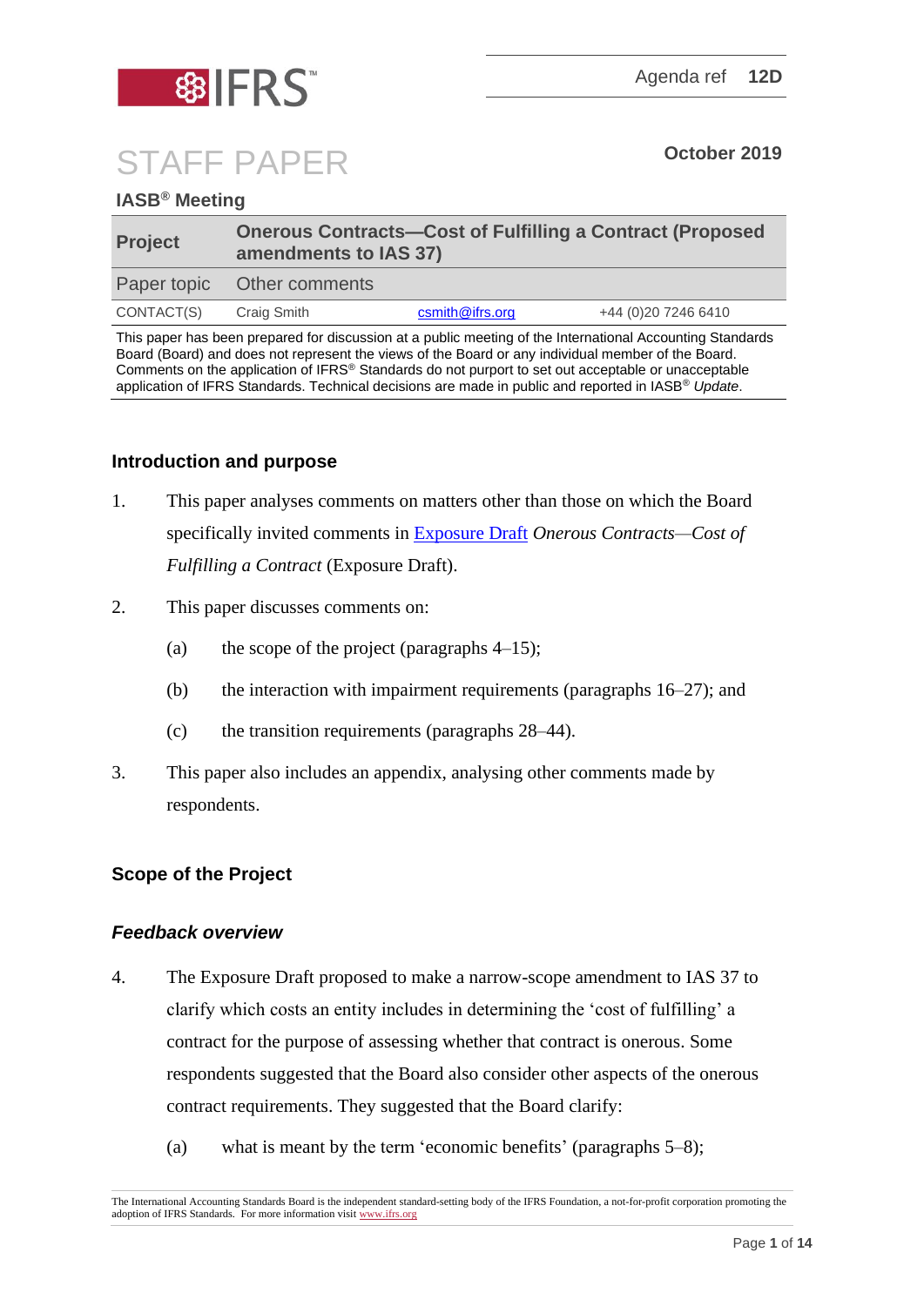Agenda ref **12D**

# STAFF PAPER

**October 2019**

**IASB® Meeting**

| **Project** | **Onerous Contracts—Cost of Fulfilling a Contract (Proposed amendments to IAS 37)** | | |
|---|---|---|---|
| Paper topic | Other comments | | |
| CONTACT(S) | Craig Smith | csmith@ifrs.org | +44 (0)20 7246 6410 |

This paper has been prepared for discussion at a public meeting of the International Accounting Standards Board (Board) and does not represent the views of the Board or any individual member of the Board. Comments on the application of IFRS® Standards do not purport to set out acceptable or unacceptable application of IFRS Standards. Technical decisions are made in public and reported in IASB® *Update*.

## Introduction and purpose

1. This paper analyses comments on matters other than those on which the Board specifically invited comments in Exposure Draft *Onerous Contracts—Cost of Fulfilling a Contract* (Exposure Draft).

2. This paper discusses comments on:

   (a) the scope of the project (paragraphs 4–15);

   (b) the interaction with impairment requirements (paragraphs 16–27); and

   (c) the transition requirements (paragraphs 28–44).

3. This paper also includes an appendix, analysing other comments made by respondents.

## Scope of the Project

### *Feedback overview*

4. The Exposure Draft proposed to make a narrow-scope amendment to IAS 37 to clarify which costs an entity includes in determining the 'cost of fulfilling' a contract for the purpose of assessing whether that contract is onerous. Some respondents suggested that the Board also consider other aspects of the onerous contract requirements. They suggested that the Board clarify:

   (a) what is meant by the term 'economic benefits' (paragraphs 5–8);

The International Accounting Standards Board is the independent standard-setting body of the IFRS Foundation, a not-for-profit corporation promoting the adoption of IFRS Standards. For more information visit www.ifrs.org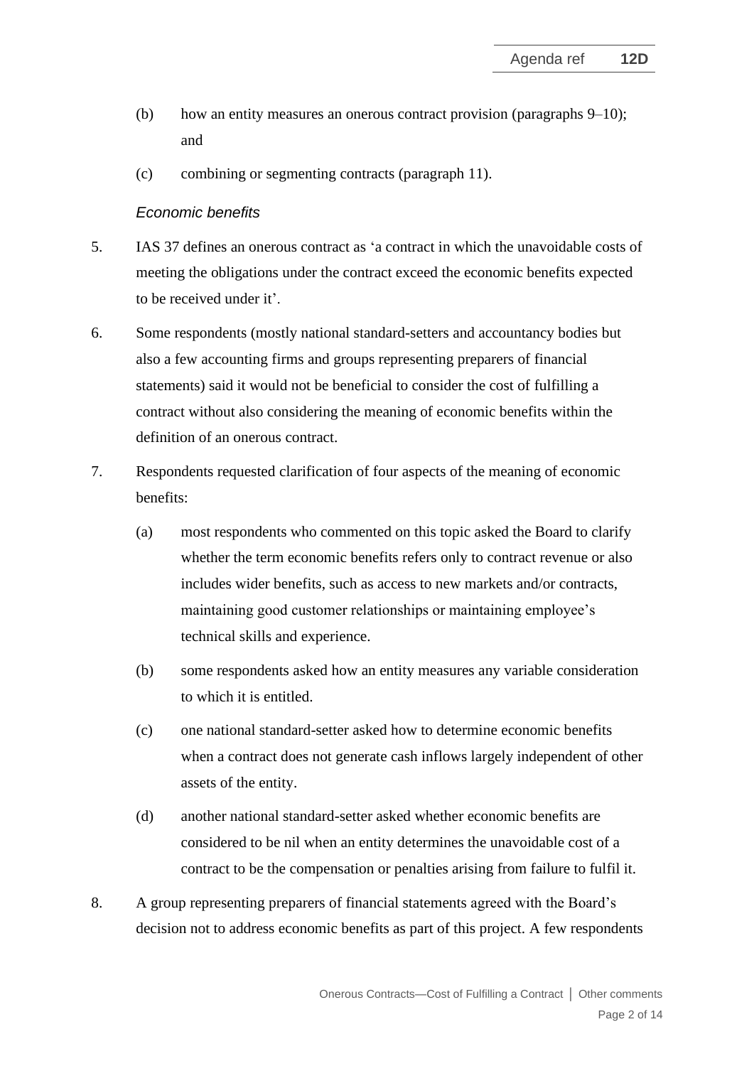(b) how an entity measures an onerous contract provision (paragraphs 9–10); and

(c) combining or segmenting contracts (paragraph 11).

### *Economic benefits*

5. IAS 37 defines an onerous contract as 'a contract in which the unavoidable costs of meeting the obligations under the contract exceed the economic benefits expected to be received under it'.

6. Some respondents (mostly national standard-setters and accountancy bodies but also a few accounting firms and groups representing preparers of financial statements) said it would not be beneficial to consider the cost of fulfilling a contract without also considering the meaning of economic benefits within the definition of an onerous contract.

7. Respondents requested clarification of four aspects of the meaning of economic benefits:

   (a) most respondents who commented on this topic asked the Board to clarify whether the term economic benefits refers only to contract revenue or also includes wider benefits, such as access to new markets and/or contracts, maintaining good customer relationships or maintaining employee's technical skills and experience.

   (b) some respondents asked how an entity measures any variable consideration to which it is entitled.

   (c) one national standard-setter asked how to determine economic benefits when a contract does not generate cash inflows largely independent of other assets of the entity.

   (d) another national standard-setter asked whether economic benefits are considered to be nil when an entity determines the unavoidable cost of a contract to be the compensation or penalties arising from failure to fulfil it.

8. A group representing preparers of financial statements agreed with the Board's decision not to address economic benefits as part of this project. A few respondents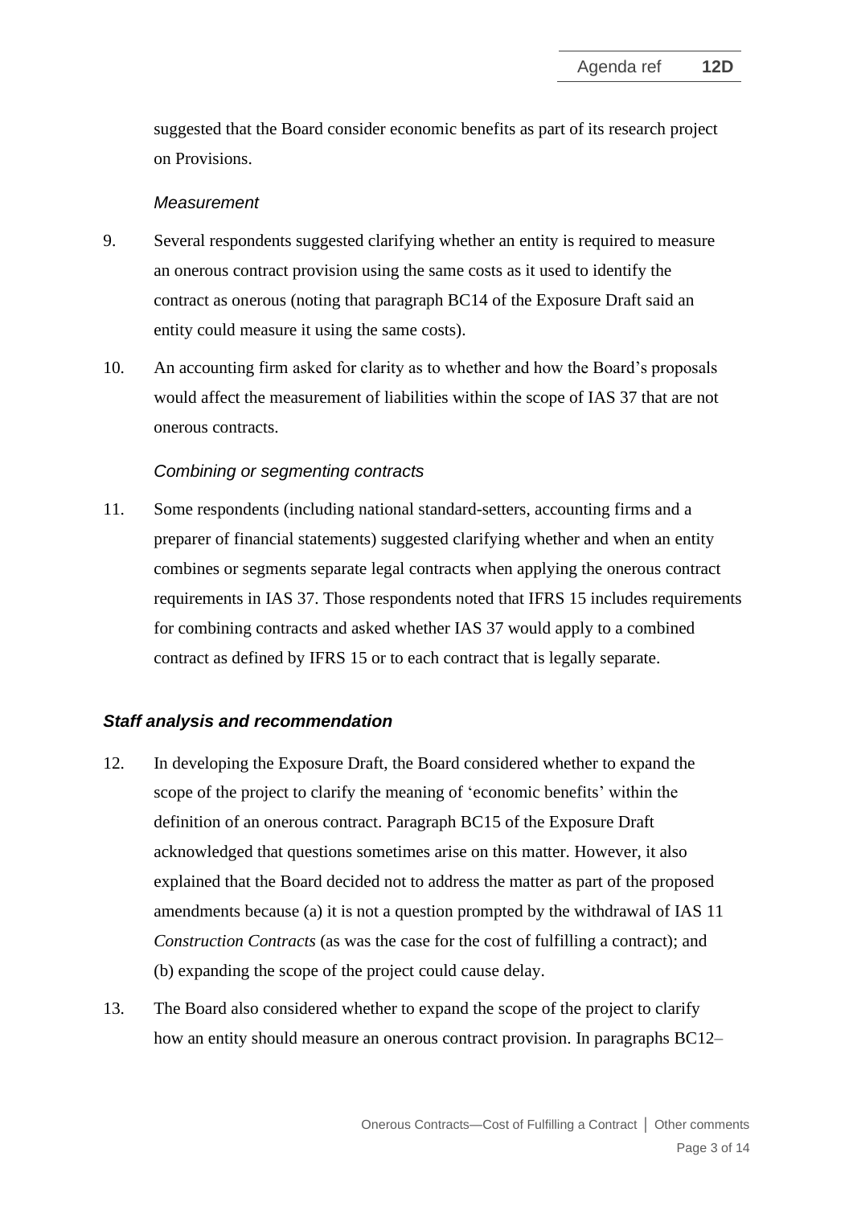suggested that the Board consider economic benefits as part of its research project on Provisions.

*Measurement*

9. Several respondents suggested clarifying whether an entity is required to measure an onerous contract provision using the same costs as it used to identify the contract as onerous (noting that paragraph BC14 of the Exposure Draft said an entity could measure it using the same costs).

10. An accounting firm asked for clarity as to whether and how the Board's proposals would affect the measurement of liabilities within the scope of IAS 37 that are not onerous contracts.

*Combining or segmenting contracts*

11. Some respondents (including national standard-setters, accounting firms and a preparer of financial statements) suggested clarifying whether and when an entity combines or segments separate legal contracts when applying the onerous contract requirements in IAS 37. Those respondents noted that IFRS 15 includes requirements for combining contracts and asked whether IAS 37 would apply to a combined contract as defined by IFRS 15 or to each contract that is legally separate.

### *Staff analysis and recommendation*

12. In developing the Exposure Draft, the Board considered whether to expand the scope of the project to clarify the meaning of 'economic benefits' within the definition of an onerous contract. Paragraph BC15 of the Exposure Draft acknowledged that questions sometimes arise on this matter. However, it also explained that the Board decided not to address the matter as part of the proposed amendments because (a) it is not a question prompted by the withdrawal of IAS 11 *Construction Contracts* (as was the case for the cost of fulfilling a contract); and (b) expanding the scope of the project could cause delay.

13. The Board also considered whether to expand the scope of the project to clarify how an entity should measure an onerous contract provision. In paragraphs BC12–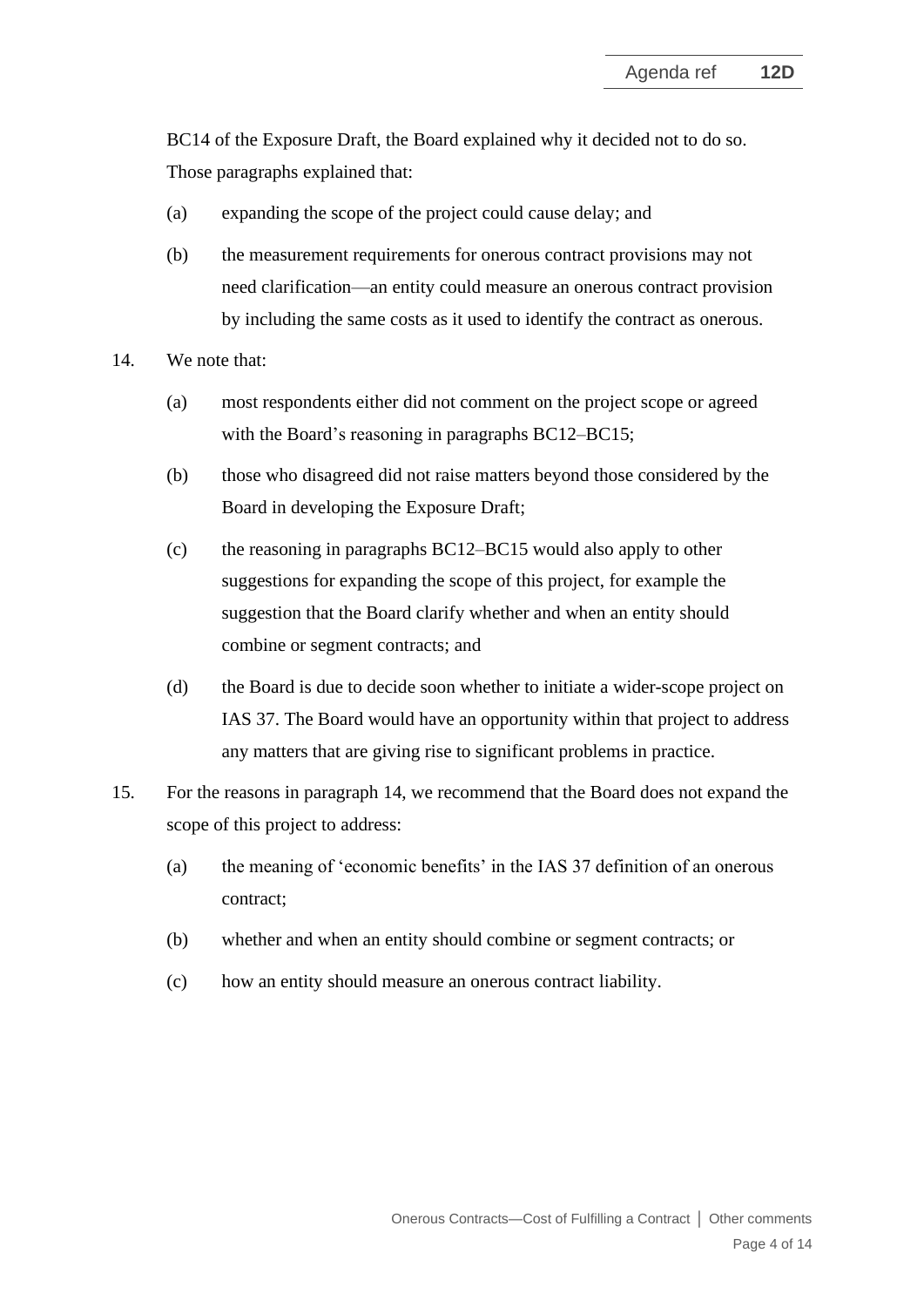BC14 of the Exposure Draft, the Board explained why it decided not to do so. Those paragraphs explained that:

(a) expanding the scope of the project could cause delay; and

(b) the measurement requirements for onerous contract provisions may not need clarification—an entity could measure an onerous contract provision by including the same costs as it used to identify the contract as onerous.

14. We note that:

(a) most respondents either did not comment on the project scope or agreed with the Board's reasoning in paragraphs BC12–BC15;

(b) those who disagreed did not raise matters beyond those considered by the Board in developing the Exposure Draft;

(c) the reasoning in paragraphs BC12–BC15 would also apply to other suggestions for expanding the scope of this project, for example the suggestion that the Board clarify whether and when an entity should combine or segment contracts; and

(d) the Board is due to decide soon whether to initiate a wider-scope project on IAS 37. The Board would have an opportunity within that project to address any matters that are giving rise to significant problems in practice.

15. For the reasons in paragraph 14, we recommend that the Board does not expand the scope of this project to address:

(a) the meaning of 'economic benefits' in the IAS 37 definition of an onerous contract;

(b) whether and when an entity should combine or segment contracts; or

(c) how an entity should measure an onerous contract liability.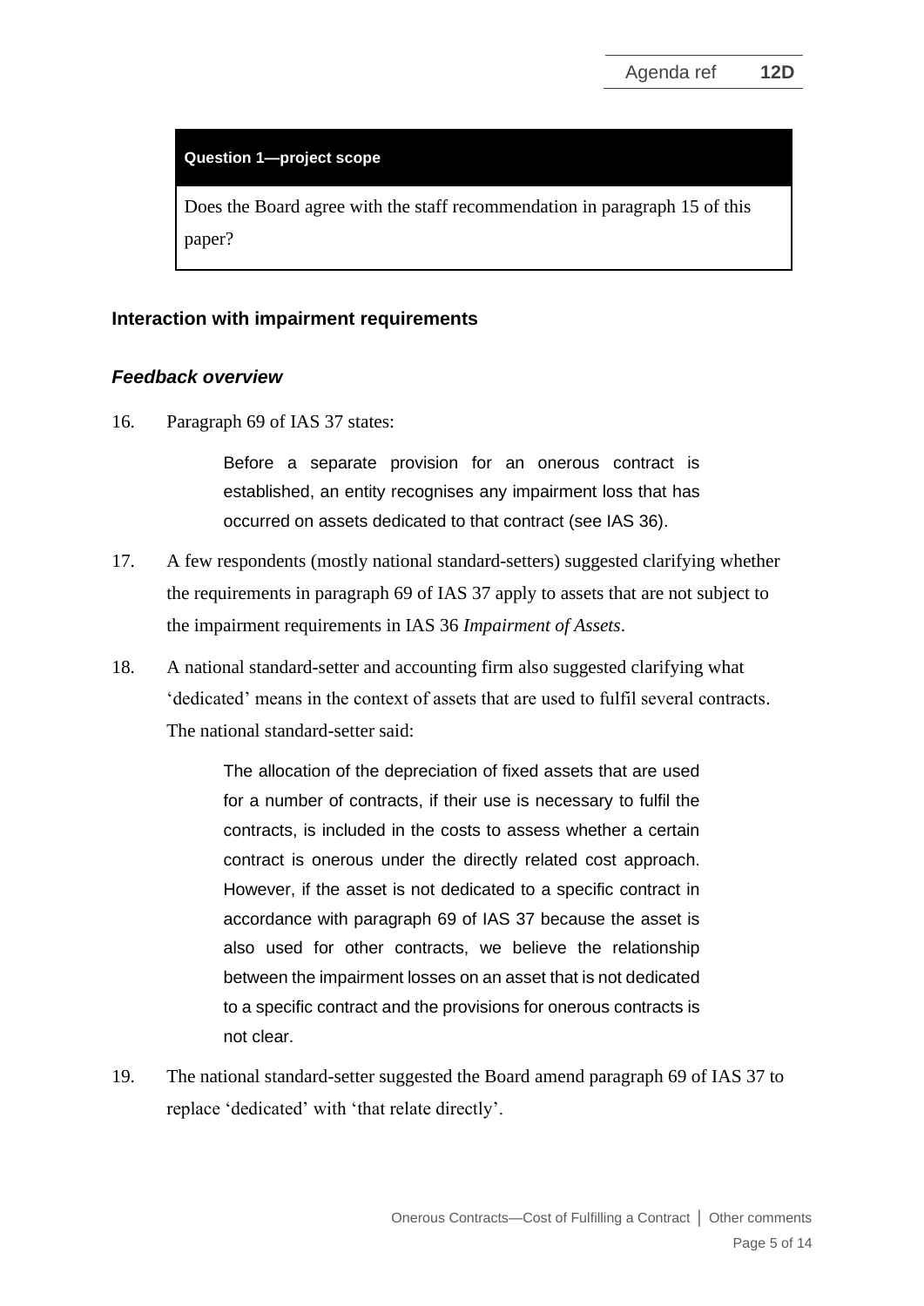**Question 1—project scope**

Does the Board agree with the staff recommendation in paragraph 15 of this paper?

## Interaction with impairment requirements

### *Feedback overview*

16. Paragraph 69 of IAS 37 states:

> Before a separate provision for an onerous contract is established, an entity recognises any impairment loss that has occurred on assets dedicated to that contract (see IAS 36).

17. A few respondents (mostly national standard-setters) suggested clarifying whether the requirements in paragraph 69 of IAS 37 apply to assets that are not subject to the impairment requirements in IAS 36 *Impairment of Assets*.

18. A national standard-setter and accounting firm also suggested clarifying what 'dedicated' means in the context of assets that are used to fulfil several contracts. The national standard-setter said:

> The allocation of the depreciation of fixed assets that are used for a number of contracts, if their use is necessary to fulfil the contracts, is included in the costs to assess whether a certain contract is onerous under the directly related cost approach. However, if the asset is not dedicated to a specific contract in accordance with paragraph 69 of IAS 37 because the asset is also used for other contracts, we believe the relationship between the impairment losses on an asset that is not dedicated to a specific contract and the provisions for onerous contracts is not clear.

19. The national standard-setter suggested the Board amend paragraph 69 of IAS 37 to replace 'dedicated' with 'that relate directly'.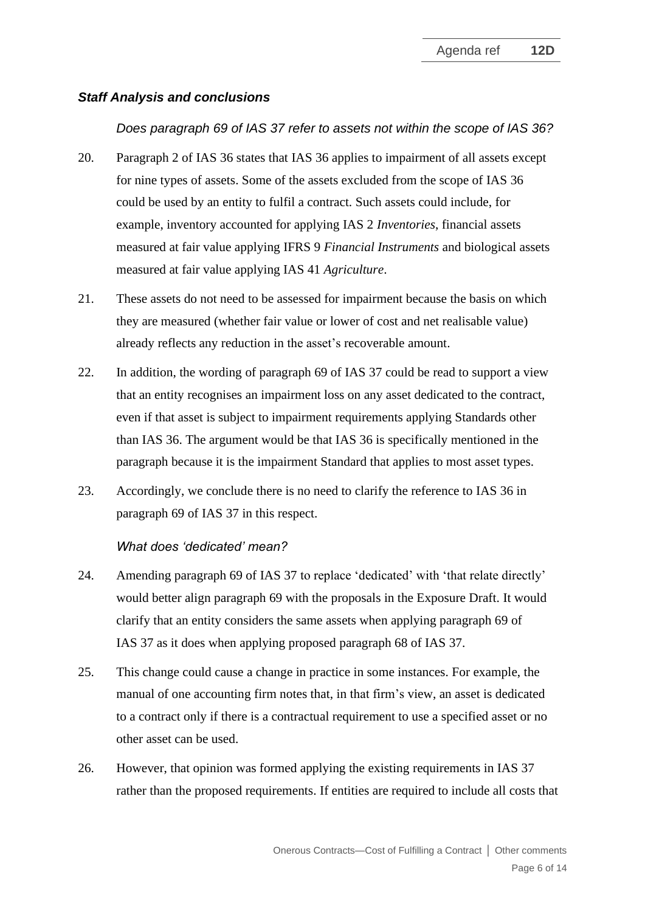### *Staff Analysis and conclusions*

*Does paragraph 69 of IAS 37 refer to assets not within the scope of IAS 36?*

20. Paragraph 2 of IAS 36 states that IAS 36 applies to impairment of all assets except for nine types of assets. Some of the assets excluded from the scope of IAS 36 could be used by an entity to fulfil a contract. Such assets could include, for example, inventory accounted for applying IAS 2 *Inventories*, financial assets measured at fair value applying IFRS 9 *Financial Instruments* and biological assets measured at fair value applying IAS 41 *Agriculture*.

21. These assets do not need to be assessed for impairment because the basis on which they are measured (whether fair value or lower of cost and net realisable value) already reflects any reduction in the asset's recoverable amount.

22. In addition, the wording of paragraph 69 of IAS 37 could be read to support a view that an entity recognises an impairment loss on any asset dedicated to the contract, even if that asset is subject to impairment requirements applying Standards other than IAS 36. The argument would be that IAS 36 is specifically mentioned in the paragraph because it is the impairment Standard that applies to most asset types.

23. Accordingly, we conclude there is no need to clarify the reference to IAS 36 in paragraph 69 of IAS 37 in this respect.

*What does 'dedicated' mean?*

24. Amending paragraph 69 of IAS 37 to replace 'dedicated' with 'that relate directly' would better align paragraph 69 with the proposals in the Exposure Draft. It would clarify that an entity considers the same assets when applying paragraph 69 of IAS 37 as it does when applying proposed paragraph 68 of IAS 37.

25. This change could cause a change in practice in some instances. For example, the manual of one accounting firm notes that, in that firm's view, an asset is dedicated to a contract only if there is a contractual requirement to use a specified asset or no other asset can be used.

26. However, that opinion was formed applying the existing requirements in IAS 37 rather than the proposed requirements. If entities are required to include all costs that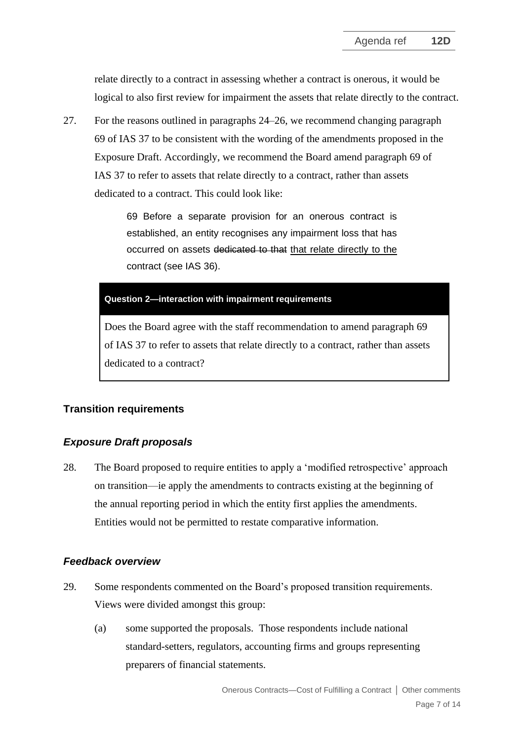relate directly to a contract in assessing whether a contract is onerous, it would be logical to also first review for impairment the assets that relate directly to the contract.

27. For the reasons outlined in paragraphs 24–26, we recommend changing paragraph 69 of IAS 37 to be consistent with the wording of the amendments proposed in the Exposure Draft. Accordingly, we recommend the Board amend paragraph 69 of IAS 37 to refer to assets that relate directly to a contract, rather than assets dedicated to a contract. This could look like:

> 69 Before a separate provision for an onerous contract is established, an entity recognises any impairment loss that has occurred on assets ~~dedicated to that~~ <u>that relate directly to the</u> contract (see IAS 36).

> **Question 2—interaction with impairment requirements**
>
> Does the Board agree with the staff recommendation to amend paragraph 69 of IAS 37 to refer to assets that relate directly to a contract, rather than assets dedicated to a contract?

## Transition requirements

### *Exposure Draft proposals*

28. The Board proposed to require entities to apply a 'modified retrospective' approach on transition—ie apply the amendments to contracts existing at the beginning of the annual reporting period in which the entity first applies the amendments. Entities would not be permitted to restate comparative information.

### *Feedback overview*

29. Some respondents commented on the Board's proposed transition requirements. Views were divided amongst this group:

    (a) some supported the proposals. Those respondents include national standard-setters, regulators, accounting firms and groups representing preparers of financial statements.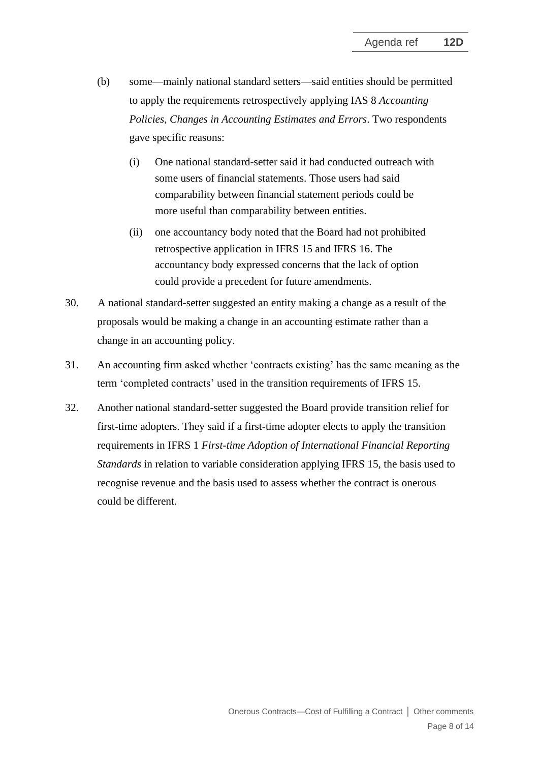(b) some—mainly national standard setters—said entities should be permitted to apply the requirements retrospectively applying IAS 8 *Accounting Policies, Changes in Accounting Estimates and Errors*. Two respondents gave specific reasons:

   (i) One national standard-setter said it had conducted outreach with some users of financial statements. Those users had said comparability between financial statement periods could be more useful than comparability between entities.

   (ii) one accountancy body noted that the Board had not prohibited retrospective application in IFRS 15 and IFRS 16. The accountancy body expressed concerns that the lack of option could provide a precedent for future amendments.

30. A national standard-setter suggested an entity making a change as a result of the proposals would be making a change in an accounting estimate rather than a change in an accounting policy.

31. An accounting firm asked whether 'contracts existing' has the same meaning as the term 'completed contracts' used in the transition requirements of IFRS 15.

32. Another national standard-setter suggested the Board provide transition relief for first-time adopters. They said if a first-time adopter elects to apply the transition requirements in IFRS 1 *First-time Adoption of International Financial Reporting Standards* in relation to variable consideration applying IFRS 15, the basis used to recognise revenue and the basis used to assess whether the contract is onerous could be different.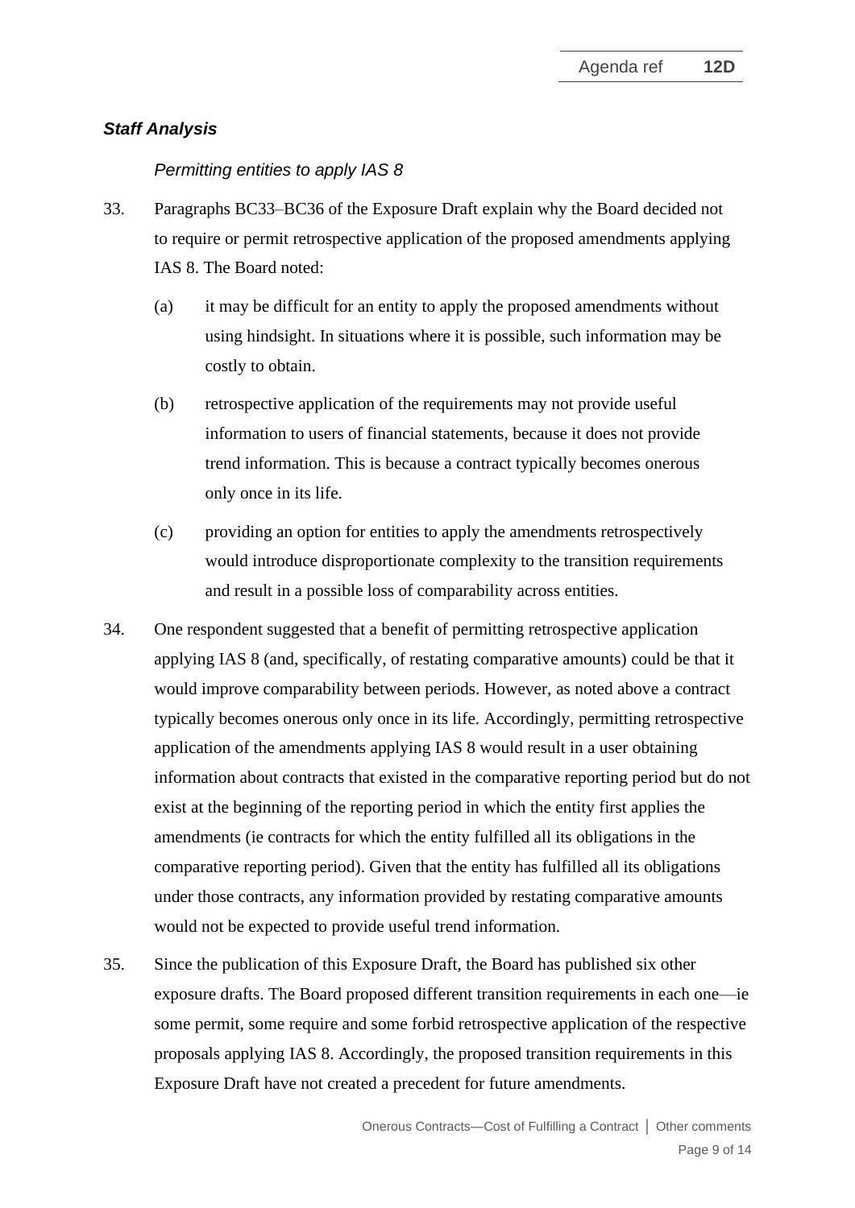***Staff Analysis***

*Permitting entities to apply IAS 8*

33. Paragraphs BC33–BC36 of the Exposure Draft explain why the Board decided not to require or permit retrospective application of the proposed amendments applying IAS 8. The Board noted:

    (a) it may be difficult for an entity to apply the proposed amendments without using hindsight. In situations where it is possible, such information may be costly to obtain.

    (b) retrospective application of the requirements may not provide useful information to users of financial statements, because it does not provide trend information. This is because a contract typically becomes onerous only once in its life.

    (c) providing an option for entities to apply the amendments retrospectively would introduce disproportionate complexity to the transition requirements and result in a possible loss of comparability across entities.

34. One respondent suggested that a benefit of permitting retrospective application applying IAS 8 (and, specifically, of restating comparative amounts) could be that it would improve comparability between periods. However, as noted above a contract typically becomes onerous only once in its life. Accordingly, permitting retrospective application of the amendments applying IAS 8 would result in a user obtaining information about contracts that existed in the comparative reporting period but do not exist at the beginning of the reporting period in which the entity first applies the amendments (ie contracts for which the entity fulfilled all its obligations in the comparative reporting period). Given that the entity has fulfilled all its obligations under those contracts, any information provided by restating comparative amounts would not be expected to provide useful trend information.

35. Since the publication of this Exposure Draft, the Board has published six other exposure drafts. The Board proposed different transition requirements in each one—ie some permit, some require and some forbid retrospective application of the respective proposals applying IAS 8. Accordingly, the proposed transition requirements in this Exposure Draft have not created a precedent for future amendments.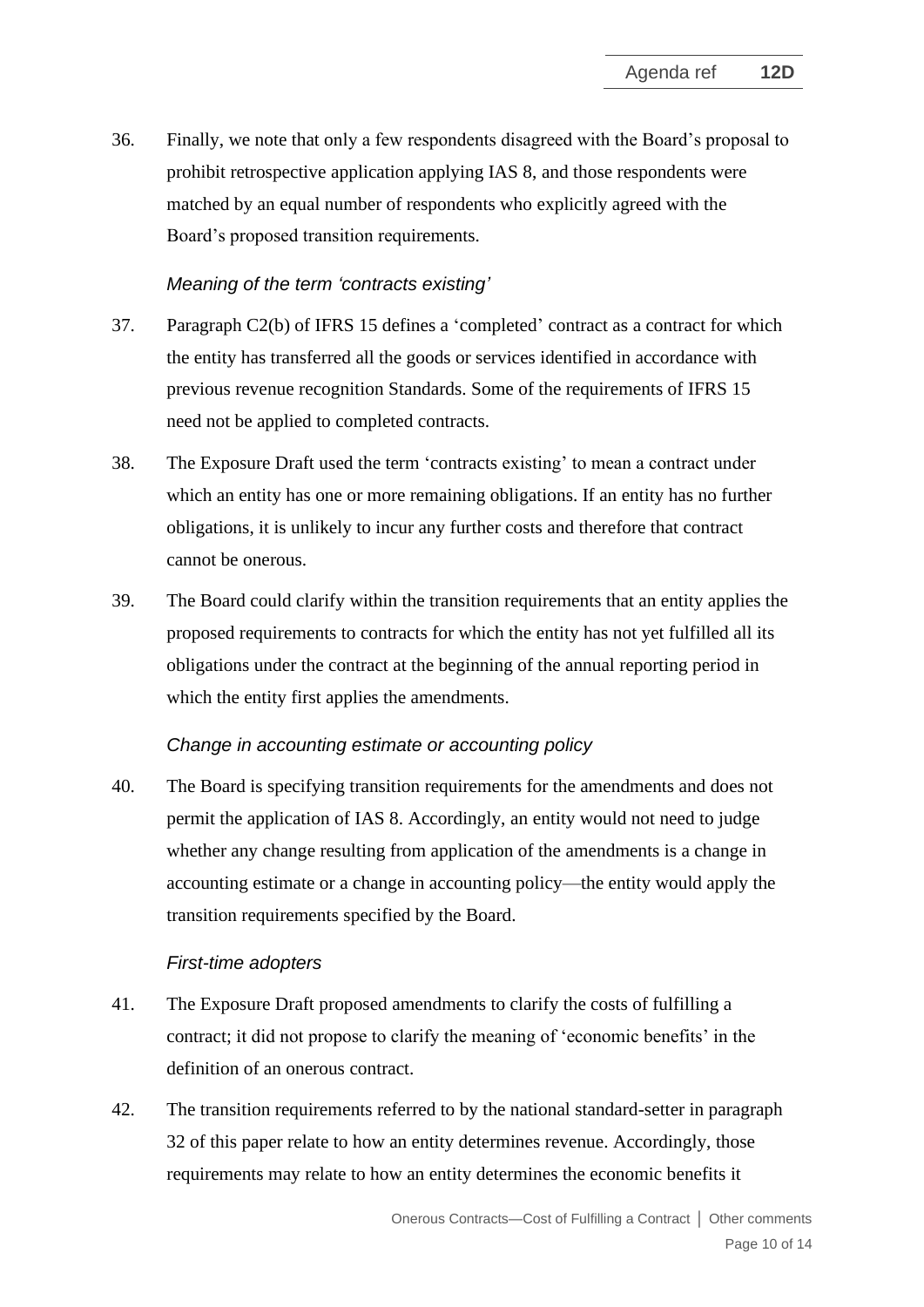36. Finally, we note that only a few respondents disagreed with the Board's proposal to prohibit retrospective application applying IAS 8, and those respondents were matched by an equal number of respondents who explicitly agreed with the Board's proposed transition requirements.

*Meaning of the term 'contracts existing'*

37. Paragraph C2(b) of IFRS 15 defines a 'completed' contract as a contract for which the entity has transferred all the goods or services identified in accordance with previous revenue recognition Standards. Some of the requirements of IFRS 15 need not be applied to completed contracts.

38. The Exposure Draft used the term 'contracts existing' to mean a contract under which an entity has one or more remaining obligations. If an entity has no further obligations, it is unlikely to incur any further costs and therefore that contract cannot be onerous.

39. The Board could clarify within the transition requirements that an entity applies the proposed requirements to contracts for which the entity has not yet fulfilled all its obligations under the contract at the beginning of the annual reporting period in which the entity first applies the amendments.

*Change in accounting estimate or accounting policy*

40. The Board is specifying transition requirements for the amendments and does not permit the application of IAS 8. Accordingly, an entity would not need to judge whether any change resulting from application of the amendments is a change in accounting estimate or a change in accounting policy—the entity would apply the transition requirements specified by the Board.

*First-time adopters*

41. The Exposure Draft proposed amendments to clarify the costs of fulfilling a contract; it did not propose to clarify the meaning of 'economic benefits' in the definition of an onerous contract.

42. The transition requirements referred to by the national standard-setter in paragraph 32 of this paper relate to how an entity determines revenue. Accordingly, those requirements may relate to how an entity determines the economic benefits it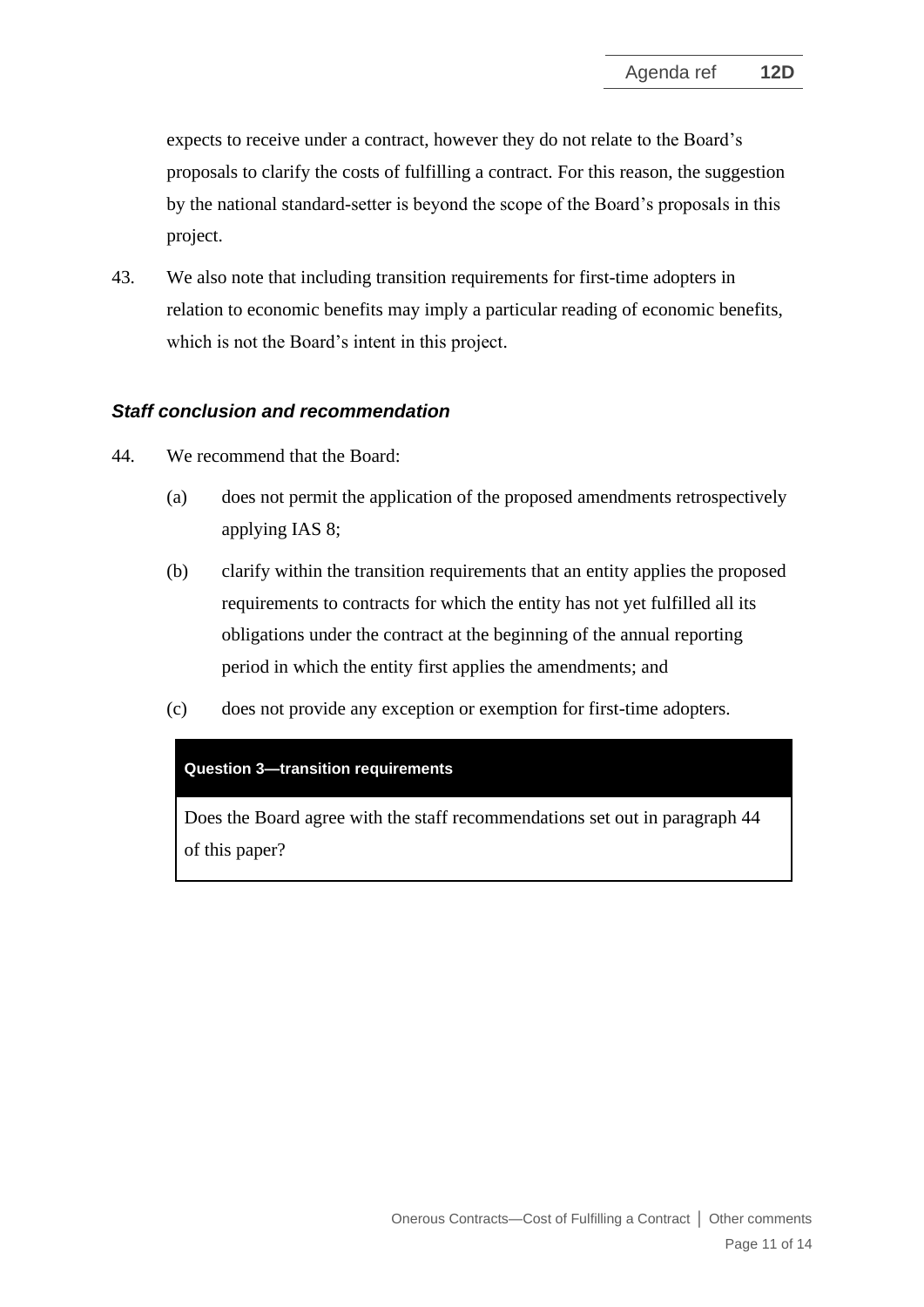expects to receive under a contract, however they do not relate to the Board's proposals to clarify the costs of fulfilling a contract. For this reason, the suggestion by the national standard-setter is beyond the scope of the Board's proposals in this project.

43. We also note that including transition requirements for first-time adopters in relation to economic benefits may imply a particular reading of economic benefits, which is not the Board's intent in this project.

### *Staff conclusion and recommendation*

44. We recommend that the Board:

    (a) does not permit the application of the proposed amendments retrospectively applying IAS 8;

    (b) clarify within the transition requirements that an entity applies the proposed requirements to contracts for which the entity has not yet fulfilled all its obligations under the contract at the beginning of the annual reporting period in which the entity first applies the amendments; and

    (c) does not provide any exception or exemption for first-time adopters.

| **Question 3—transition requirements** |
| --- |
| Does the Board agree with the staff recommendations set out in paragraph 44 of this paper? |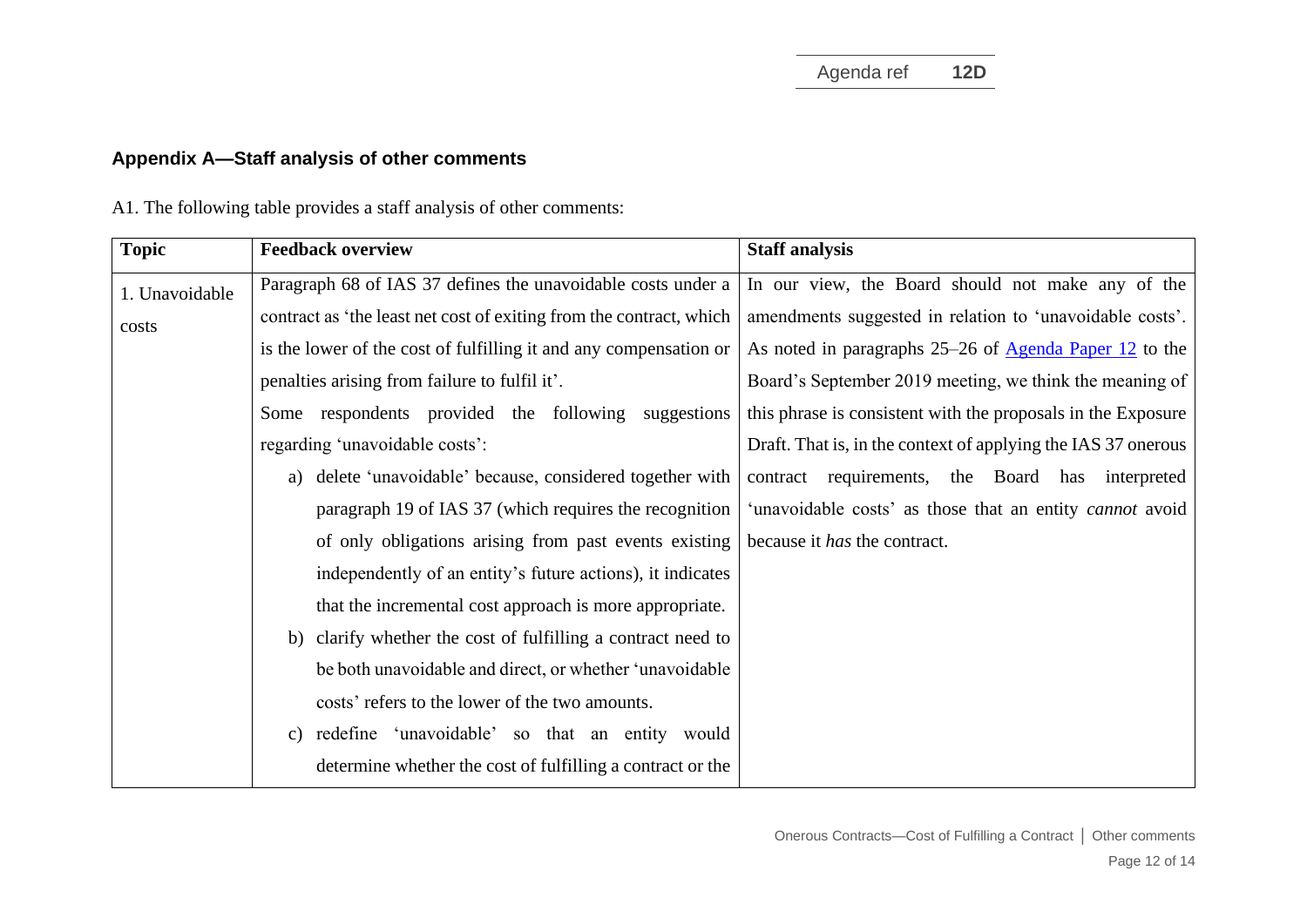## Appendix A—Staff analysis of other comments

A1. The following table provides a staff analysis of other comments:

| Topic | Feedback overview | Staff analysis |
|---|---|---|
| 1. Unavoidable costs | Paragraph 68 of IAS 37 defines the unavoidable costs under a contract as 'the least net cost of exiting from the contract, which is the lower of the cost of fulfilling it and any compensation or penalties arising from failure to fulfil it'.<br>Some respondents provided the following suggestions regarding 'unavoidable costs':<br>a) delete 'unavoidable' because, considered together with paragraph 19 of IAS 37 (which requires the recognition of only obligations arising from past events existing independently of an entity's future actions), it indicates that the incremental cost approach is more appropriate.<br>b) clarify whether the cost of fulfilling a contract need to be both unavoidable and direct, or whether 'unavoidable costs' refers to the lower of the two amounts.<br>c) redefine 'unavoidable' so that an entity would determine whether the cost of fulfilling a contract or the | In our view, the Board should not make any of the amendments suggested in relation to 'unavoidable costs'. As noted in paragraphs 25–26 of Agenda Paper 12 to the Board's September 2019 meeting, we think the meaning of this phrase is consistent with the proposals in the Exposure Draft. That is, in the context of applying the IAS 37 onerous contract requirements, the Board has interpreted 'unavoidable costs' as those that an entity *cannot* avoid because it *has* the contract. |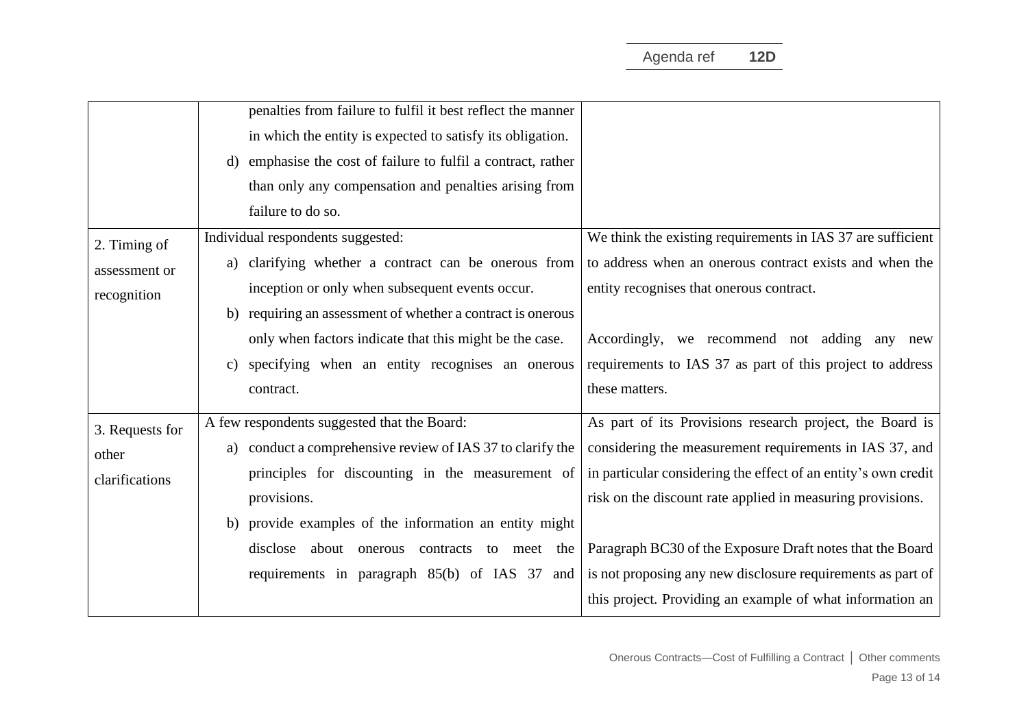| | | |
|---|---|---|
| | penalties from failure to fulfil it best reflect the manner in which the entity is expected to satisfy its obligation.<br>d) emphasise the cost of failure to fulfil a contract, rather than only any compensation and penalties arising from failure to do so. | |
| 2. Timing of assessment or recognition | Individual respondents suggested:<br>a) clarifying whether a contract can be onerous from inception or only when subsequent events occur.<br>b) requiring an assessment of whether a contract is onerous only when factors indicate that this might be the case.<br>c) specifying when an entity recognises an onerous contract. | We think the existing requirements in IAS 37 are sufficient to address when an onerous contract exists and when the entity recognises that onerous contract.<br><br>Accordingly, we recommend not adding any new requirements to IAS 37 as part of this project to address these matters. |
| 3. Requests for other clarifications | A few respondents suggested that the Board:<br>a) conduct a comprehensive review of IAS 37 to clarify the principles for discounting in the measurement of provisions.<br>b) provide examples of the information an entity might disclose about onerous contracts to meet the requirements in paragraph 85(b) of IAS 37 and | As part of its Provisions research project, the Board is considering the measurement requirements in IAS 37, and in particular considering the effect of an entity's own credit risk on the discount rate applied in measuring provisions.<br><br>Paragraph BC30 of the Exposure Draft notes that the Board is not proposing any new disclosure requirements as part of this project. Providing an example of what information an |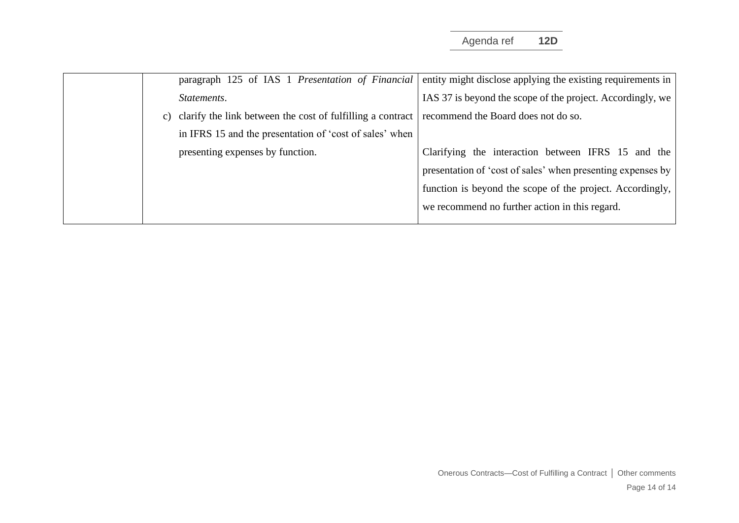| | | |
|---|---|---|
| | paragraph 125 of IAS 1 *Presentation of Financial Statements*.<br>c) clarify the link between the cost of fulfilling a contract in IFRS 15 and the presentation of 'cost of sales' when presenting expenses by function. | entity might disclose applying the existing requirements in IAS 37 is beyond the scope of the project. Accordingly, we recommend the Board does not do so.<br><br>Clarifying the interaction between IFRS 15 and the presentation of 'cost of sales' when presenting expenses by function is beyond the scope of the project. Accordingly, we recommend no further action in this regard. |